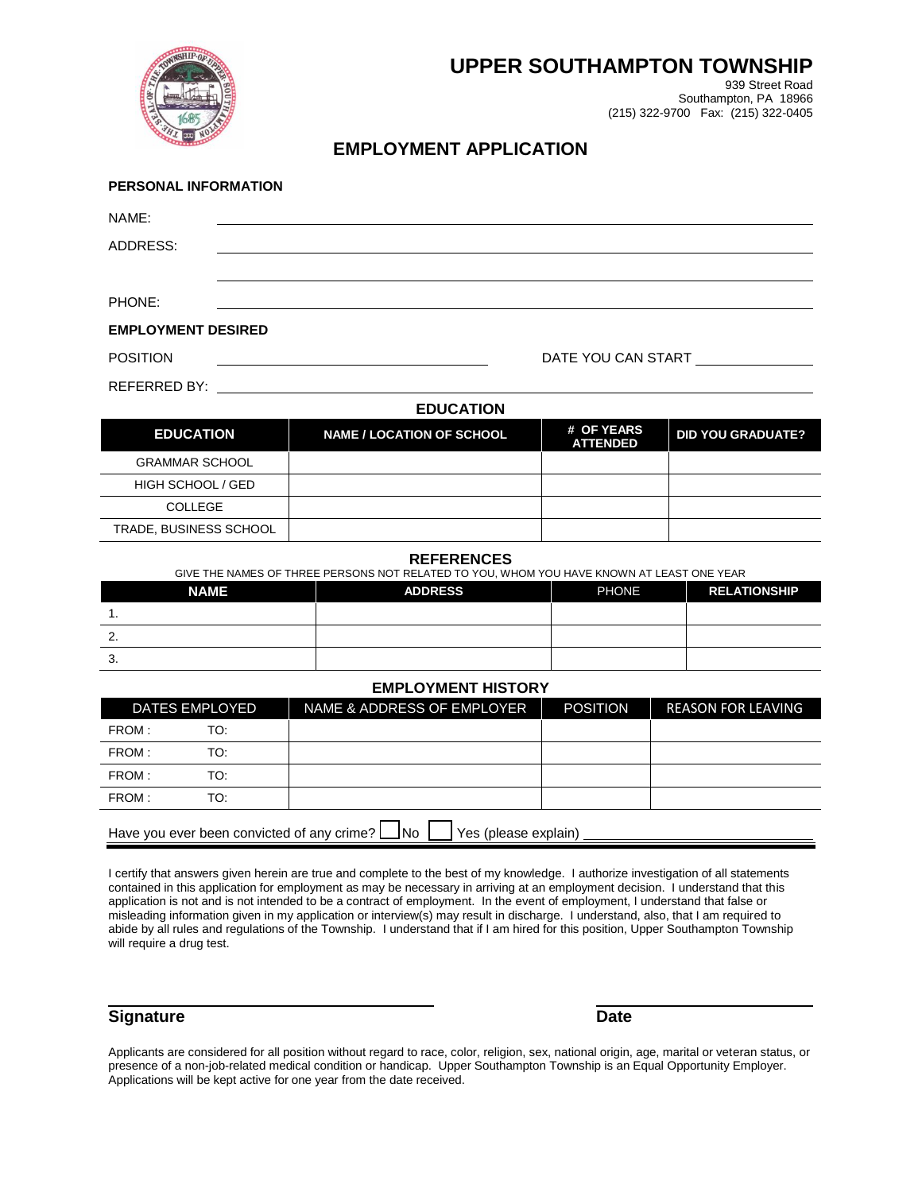# UPPER SOUTHAMPTON TOWNSHIP

939 Street Road
Southampton, PA 18966
(215) 322-9700 Fax: (215) 322-0405

## EMPLOYMENT APPLICATION

**PERSONAL INFORMATION**

NAME: \_\_\_\_\_\_\_\_\_\_\_\_\_\_\_\_\_\_\_\_\_\_\_\_\_\_\_\_\_\_\_\_\_\_\_\_\_\_\_\_

ADDRESS: \_\_\_\_\_\_\_\_\_\_\_\_\_\_\_\_\_\_\_\_\_\_\_\_\_\_\_\_\_\_\_\_\_\_\_\_\_\_\_\_

\_\_\_\_\_\_\_\_\_\_\_\_\_\_\_\_\_\_\_\_\_\_\_\_\_\_\_\_\_\_\_\_\_\_\_\_\_\_\_\_

PHONE: \_\_\_\_\_\_\_\_\_\_\_\_\_\_\_\_\_\_\_\_\_\_\_\_\_\_\_\_\_\_\_\_\_\_\_\_\_\_\_\_

**EMPLOYMENT DESIRED**

POSITION \_\_\_\_\_\_\_\_\_\_\_\_\_\_\_\_\_\_\_\_\_\_\_\_ DATE YOU CAN START \_\_\_\_\_\_\_\_\_\_\_\_

REFERRED BY: \_\_\_\_\_\_\_\_\_\_\_\_\_\_\_\_\_\_\_\_\_\_\_\_\_\_\_\_\_\_\_\_\_\_\_\_\_\_\_\_

### EDUCATION

| EDUCATION | NAME / LOCATION OF SCHOOL | # OF YEARS ATTENDED | DID YOU GRADUATE? |
|---|---|---|---|
| GRAMMAR SCHOOL | | | |
| HIGH SCHOOL / GED | | | |
| COLLEGE | | | |
| TRADE, BUSINESS SCHOOL | | | |

### REFERENCES

GIVE THE NAMES OF THREE PERSONS NOT RELATED TO YOU, WHOM YOU HAVE KNOWN AT LEAST ONE YEAR

| NAME | ADDRESS | PHONE | RELATIONSHIP |
|---|---|---|---|
| 1. | | | |
| 2. | | | |
| 3. | | | |

### EMPLOYMENT HISTORY

| DATES EMPLOYED | NAME & ADDRESS OF EMPLOYER | POSITION | REASON FOR LEAVING |
|---|---|---|---|
| FROM : TO: | | | |
| FROM : TO: | | | |
| FROM : TO: | | | |
| FROM : TO: | | | |

Have you ever been convicted of any crime? ☐ No ☐ Yes (please explain) \_\_\_\_\_\_\_\_\_\_\_\_\_\_\_\_\_\_\_\_

I certify that answers given herein are true and complete to the best of my knowledge. I authorize investigation of all statements contained in this application for employment as may be necessary in arriving at an employment decision. I understand that this application is not and is not intended to be a contract of employment. In the event of employment, I understand that false or misleading information given in my application or interview(s) may result in discharge. I understand, also, that I am required to abide by all rules and regulations of the Township. I understand that if I am hired for this position, Upper Southampton Township will require a drug test.

\_\_\_\_\_\_\_\_\_\_\_\_\_\_\_\_\_\_\_\_\_\_\_\_\_\_ \_\_\_\_\_\_\_\_\_\_\_\_\_\_\_\_

**Signature** **Date**

Applicants are considered for all position without regard to race, color, religion, sex, national origin, age, marital or veteran status, or presence of a non-job-related medical condition or handicap. Upper Southampton Township is an Equal Opportunity Employer. Applications will be kept active for one year from the date received.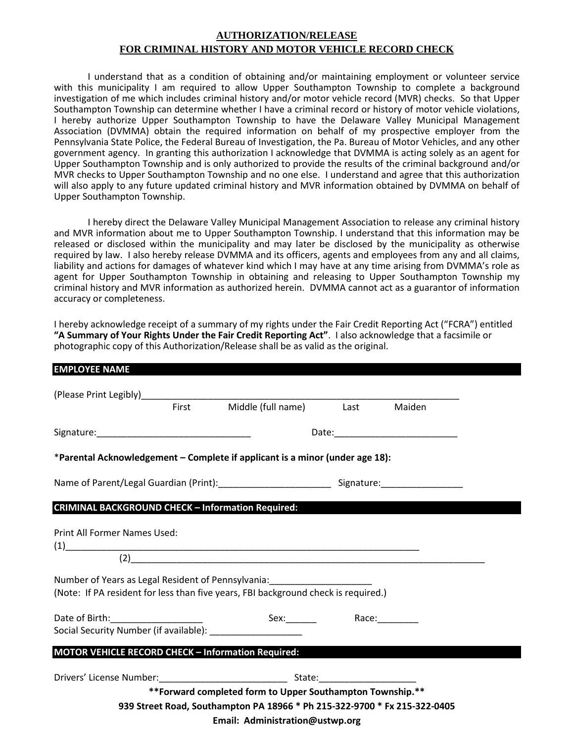## AUTHORIZATION/RELEASE
## FOR CRIMINAL HISTORY AND MOTOR VEHICLE RECORD CHECK

I understand that as a condition of obtaining and/or maintaining employment or volunteer service with this municipality I am required to allow Upper Southampton Township to complete a background investigation of me which includes criminal history and/or motor vehicle record (MVR) checks. So that Upper Southampton Township can determine whether I have a criminal record or history of motor vehicle violations, I hereby authorize Upper Southampton Township to have the Delaware Valley Municipal Management Association (DVMMA) obtain the required information on behalf of my prospective employer from the Pennsylvania State Police, the Federal Bureau of Investigation, the Pa. Bureau of Motor Vehicles, and any other government agency. In granting this authorization I acknowledge that DVMMA is acting solely as an agent for Upper Southampton Township and is only authorized to provide the results of the criminal background and/or MVR checks to Upper Southampton Township and no one else. I understand and agree that this authorization will also apply to any future updated criminal history and MVR information obtained by DVMMA on behalf of Upper Southampton Township.

I hereby direct the Delaware Valley Municipal Management Association to release any criminal history and MVR information about me to Upper Southampton Township. I understand that this information may be released or disclosed within the municipality and may later be disclosed by the municipality as otherwise required by law. I also hereby release DVMMA and its officers, agents and employees from any and all claims, liability and actions for damages of whatever kind which I may have at any time arising from DVMMA's role as agent for Upper Southampton Township in obtaining and releasing to Upper Southampton Township my criminal history and MVR information as authorized herein. DVMMA cannot act as a guarantor of information accuracy or completeness.

I hereby acknowledge receipt of a summary of my rights under the Fair Credit Reporting Act ("FCRA") entitled **"A Summary of Your Rights Under the Fair Credit Reporting Act"**. I also acknowledge that a facsimile or photographic copy of this Authorization/Release shall be as valid as the original.

**EMPLOYEE NAME**

(Please Print Legibly)_______________________________________________________________
First Middle (full name) Last Maiden

Signature:______________________________ Date:________________________

*__Parental Acknowledgement – Complete if applicant is a minor (under age 18):__

Name of Parent/Legal Guardian (Print):______________________ Signature:________________

**CRIMINAL BACKGROUND CHECK – Information Required:**

Print All Former Names Used:
(1)_________________________________________________________________________
(2)_________________________________________________________________________

Number of Years as Legal Resident of Pennsylvania:____________________
(Note: If PA resident for less than five years, FBI background check is required.)

Date of Birth:__________________ Sex:______ Race:________
Social Security Number (if available): __________________

**MOTOR VEHICLE RECORD CHECK – Information Required:**

Drivers' License Number:_________________________ State:___________________

**\*\*Forward completed form to Upper Southampton Township.\*\***

**939 Street Road, Southampton PA 18966 * Ph 215-322-9700 * Fx 215-322-0405**

**Email: Administration@ustwp.org**